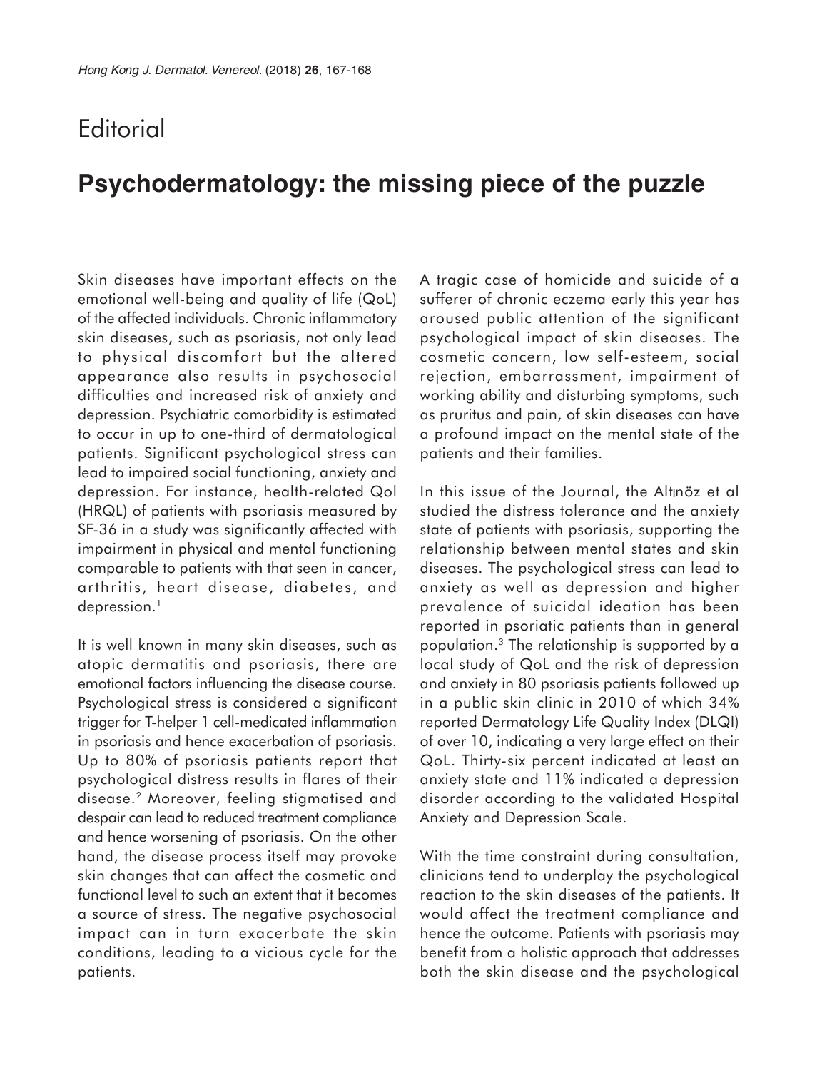# Editorial

## Psychodermatology: the missing piece of the puzzle

Skin diseases have important effects on the emotional well-being and quality of life (QoL) of the affected individuals. Chronic inflammatory skin diseases, such as psoriasis, not only lead to physical discomfort but the altered appearance also results in psychosocial difficulties and increased risk of anxiety and depression. Psychiatric comorbidity is estimated to occur in up to one-third of dermatological patients. Significant psychological stress can lead to impaired social functioning, anxiety and depression. For instance, health-related Qol (HRQL) of patients with psoriasis measured by SF-36 in a study was significantly affected with impairment in physical and mental functioning comparable to patients with that seen in cancer, arthritis, heart disease, diabetes, and depression.[1]

It is well known in many skin diseases, such as atopic dermatitis and psoriasis, there are emotional factors influencing the disease course. Psychological stress is considered a significant trigger for T-helper 1 cell-medicated inflammation in psoriasis and hence exacerbation of psoriasis. Up to 80% of psoriasis patients report that psychological distress results in flares of their disease.[2] Moreover, feeling stigmatised and despair can lead to reduced treatment compliance and hence worsening of psoriasis. On the other hand, the disease process itself may provoke skin changes that can affect the cosmetic and functional level to such an extent that it becomes a source of stress. The negative psychosocial impact can in turn exacerbate the skin conditions, leading to a vicious cycle for the patients.

A tragic case of homicide and suicide of a sufferer of chronic eczema early this year has aroused public attention of the significant psychological impact of skin diseases. The cosmetic concern, low self-esteem, social rejection, embarrassment, impairment of working ability and disturbing symptoms, such as pruritus and pain, of skin diseases can have a profound impact on the mental state of the patients and their families.

In this issue of the Journal, the Altınöz et al studied the distress tolerance and the anxiety state of patients with psoriasis, supporting the relationship between mental states and skin diseases. The psychological stress can lead to anxiety as well as depression and higher prevalence of suicidal ideation has been reported in psoriatic patients than in general population.[3] The relationship is supported by a local study of QoL and the risk of depression and anxiety in 80 psoriasis patients followed up in a public skin clinic in 2010 of which 34% reported Dermatology Life Quality Index (DLQI) of over 10, indicating a very large effect on their QoL. Thirty-six percent indicated at least an anxiety state and 11% indicated a depression disorder according to the validated Hospital Anxiety and Depression Scale.

With the time constraint during consultation, clinicians tend to underplay the psychological reaction to the skin diseases of the patients. It would affect the treatment compliance and hence the outcome. Patients with psoriasis may benefit from a holistic approach that addresses both the skin disease and the psychological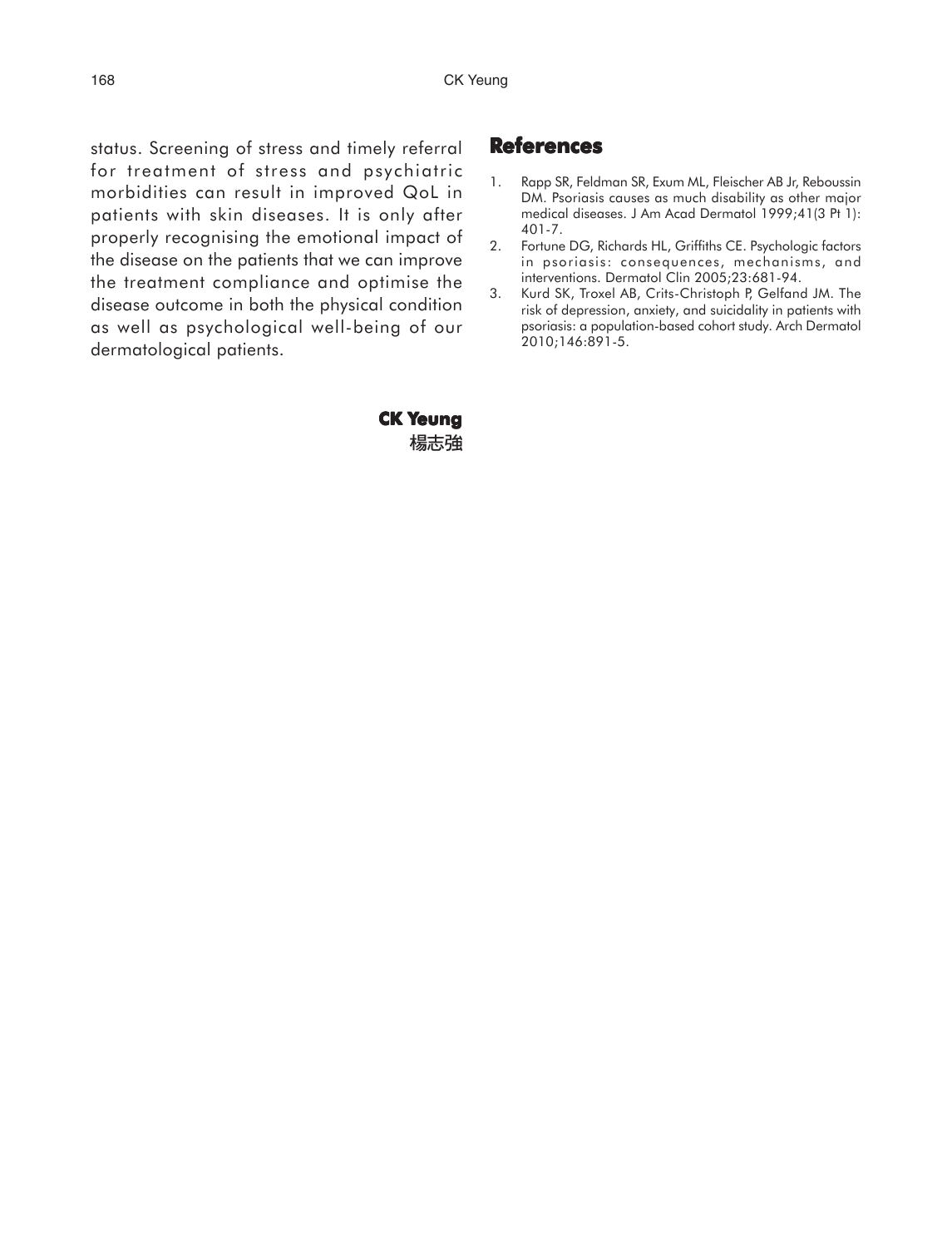status. Screening of stress and timely referral for treatment of stress and psychiatric morbidities can result in improved QoL in patients with skin diseases. It is only after properly recognising the emotional impact of the disease on the patients that we can improve the treatment compliance and optimise the disease outcome in both the physical condition as well as psychological well-being of our dermatological patients.

**CK Yeung**
楊志強

## References

1. Rapp SR, Feldman SR, Exum ML, Fleischer AB Jr, Reboussin DM. Psoriasis causes as much disability as other major medical diseases. J Am Acad Dermatol 1999;41(3 Pt 1): 401-7.
2. Fortune DG, Richards HL, Griffiths CE. Psychologic factors in psoriasis: consequences, mechanisms, and interventions. Dermatol Clin 2005;23:681-94.
3. Kurd SK, Troxel AB, Crits-Christoph P, Gelfand JM. The risk of depression, anxiety, and suicidality in patients with psoriasis: a population-based cohort study. Arch Dermatol 2010;146:891-5.